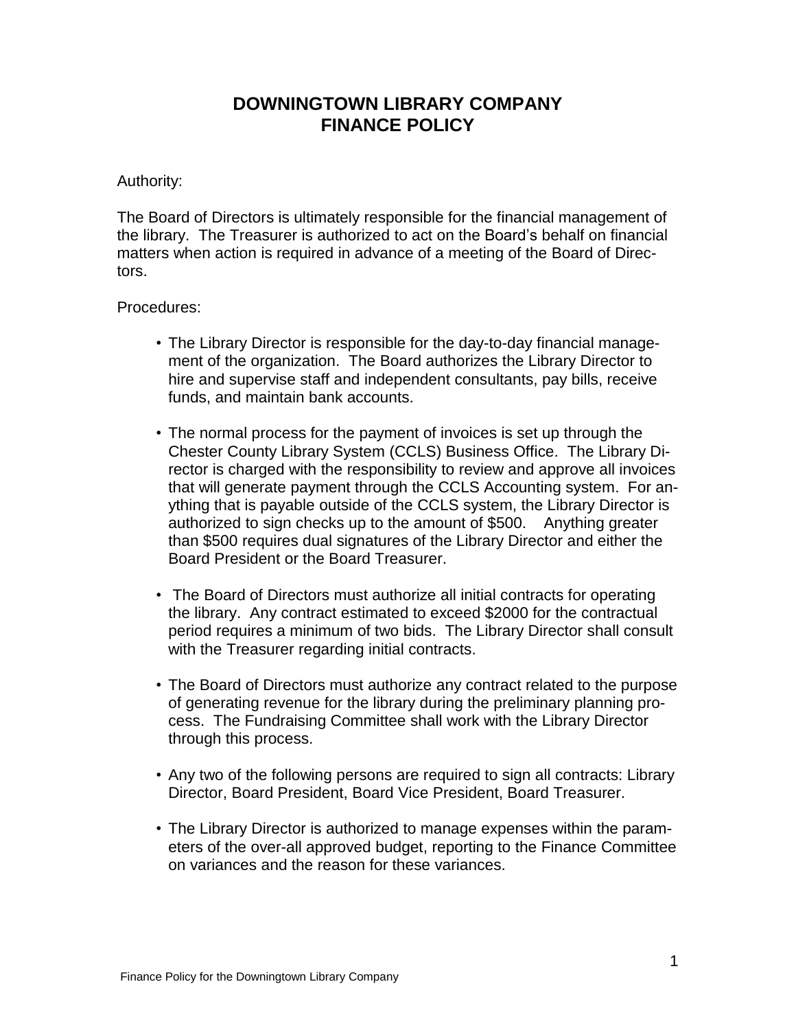# DOWNINGTOWN LIBRARY COMPANY
# FINANCE POLICY

Authority:

The Board of Directors is ultimately responsible for the financial management of the library. The Treasurer is authorized to act on the Board's behalf on financial matters when action is required in advance of a meeting of the Board of Directors.

Procedures:

- The Library Director is responsible for the day-to-day financial management of the organization. The Board authorizes the Library Director to hire and supervise staff and independent consultants, pay bills, receive funds, and maintain bank accounts.

- The normal process for the payment of invoices is set up through the Chester County Library System (CCLS) Business Office. The Library Director is charged with the responsibility to review and approve all invoices that will generate payment through the CCLS Accounting system. For anything that is payable outside of the CCLS system, the Library Director is authorized to sign checks up to the amount of $500. Anything greater than $500 requires dual signatures of the Library Director and either the Board President or the Board Treasurer.

- The Board of Directors must authorize all initial contracts for operating the library. Any contract estimated to exceed $2000 for the contractual period requires a minimum of two bids. The Library Director shall consult with the Treasurer regarding initial contracts.

- The Board of Directors must authorize any contract related to the purpose of generating revenue for the library during the preliminary planning process. The Fundraising Committee shall work with the Library Director through this process.

- Any two of the following persons are required to sign all contracts: Library Director, Board President, Board Vice President, Board Treasurer.

- The Library Director is authorized to manage expenses within the parameters of the over-all approved budget, reporting to the Finance Committee on variances and the reason for these variances.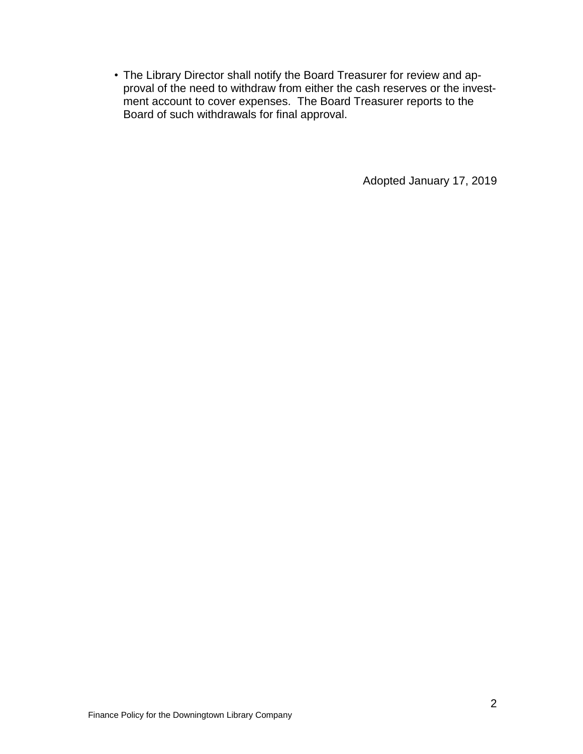- The Library Director shall notify the Board Treasurer for review and approval of the need to withdraw from either the cash reserves or the investment account to cover expenses. The Board Treasurer reports to the Board of such withdrawals for final approval.

Adopted January 17, 2019